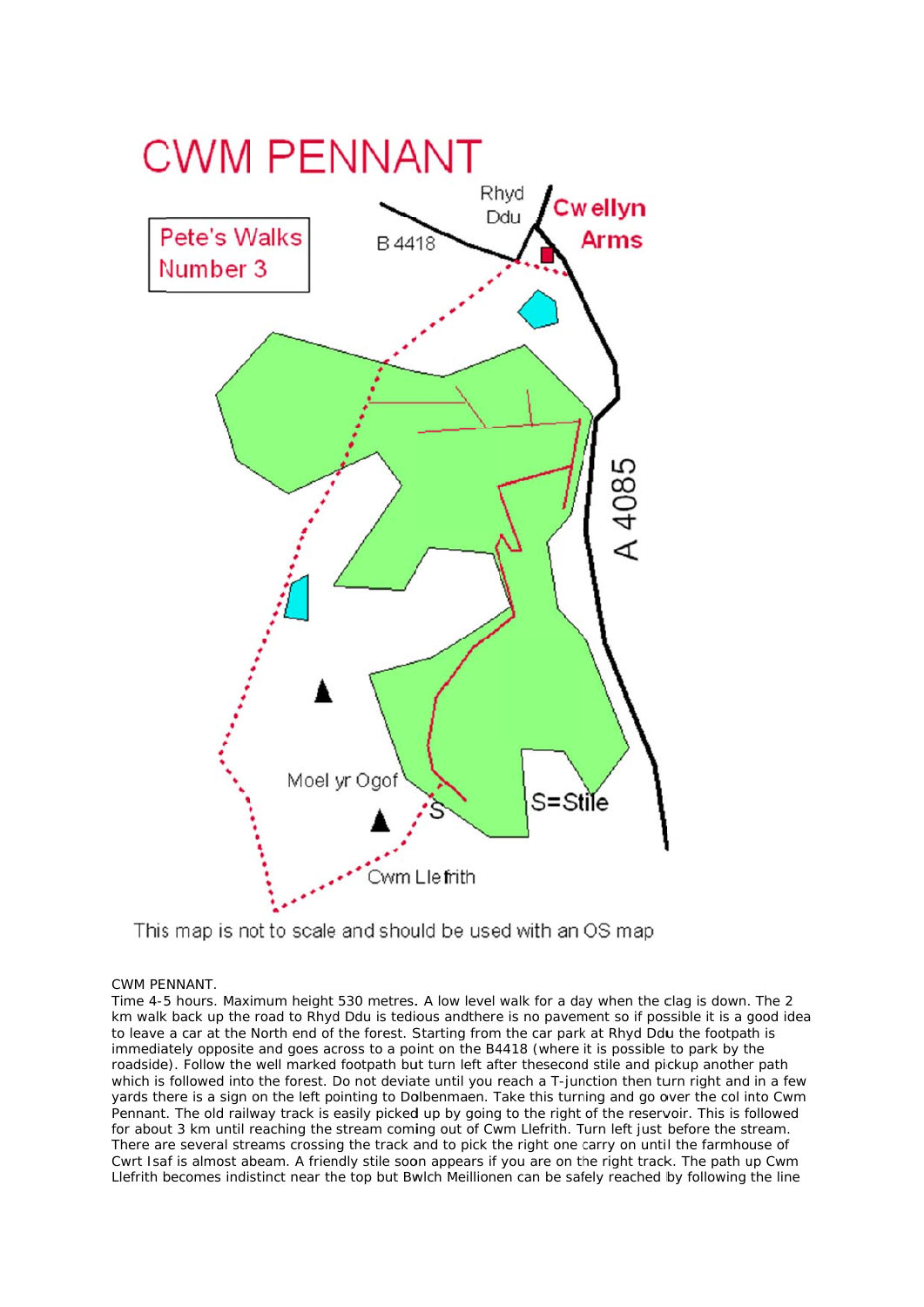# CWM PENNANT

Pete's Walks Number 3

Rhyd Ddu

Cwellyn Arms

B 4418

A 4085

Moel yr Ogof

S

S=Stile

Cwm Llefrith

This map is not to scale and should be used with an OS map

CWM PENNANT.

Time 4-5 hours. Maximum height 530 metres. A low level walk for a day when the clag is down. The 2 km walk back up the road to Rhyd Ddu is tedious andthere is no pavement so if possible it is a good idea to leave a car at the North end of the forest. Starting from the car park at Rhyd Ddu the footpath is immediately opposite and goes across to a point on the B4418 (where it is possible to park by the roadside). Follow the well marked footpath but turn left after thesecond stile and pickup another path which is followed into the forest. Do not deviate until you reach a T-junction then turn right and in a few yards there is a sign on the left pointing to Dolbenmaen. Take this turning and go over the col into Cwm Pennant. The old railway track is easily picked up by going to the right of the reservoir. This is followed for about 3 km until reaching the stream coming out of Cwm Llefrith. Turn left just before the stream. There are several streams crossing the track and to pick the right one carry on until the farmhouse of Cwrt Isaf is almost abeam. A friendly stile soon appears if you are on the right track. The path up Cwm Llefrith becomes indistinct near the top but Bwlch Meillionen can be safely reached by following the line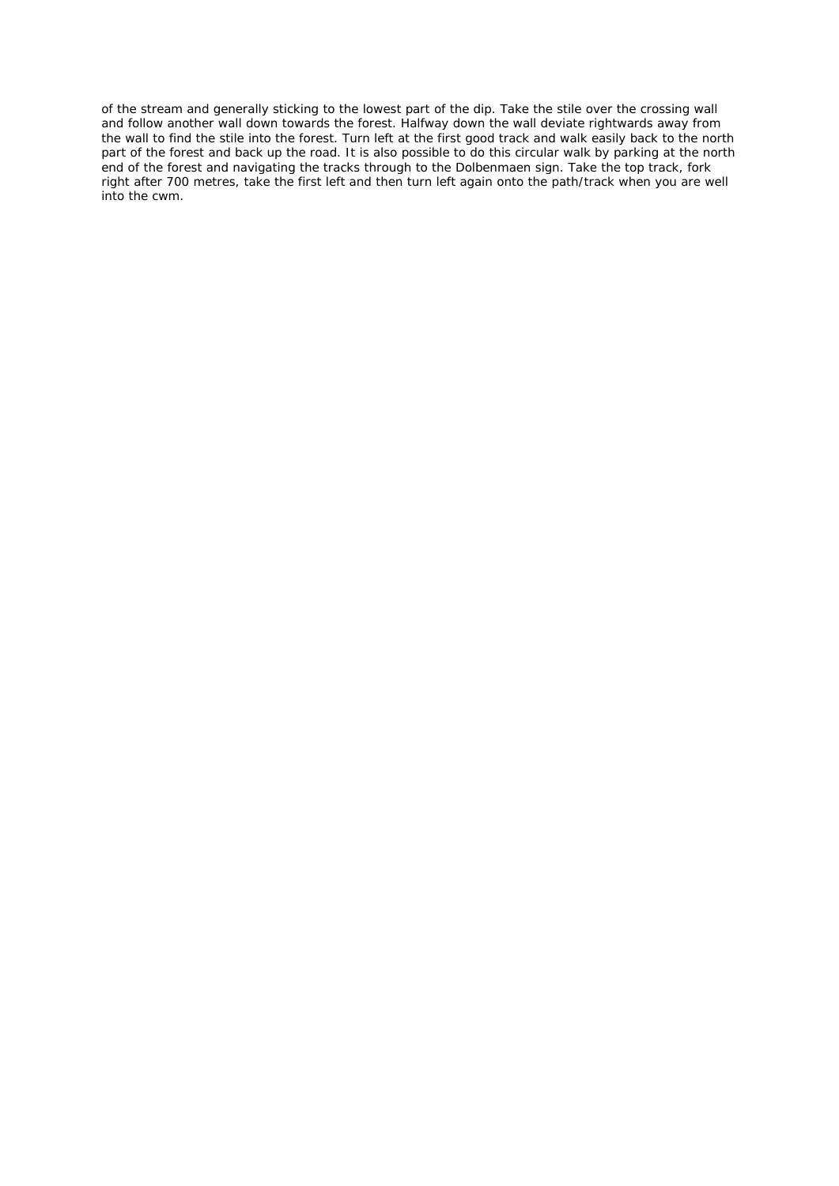of the stream and generally sticking to the lowest part of the dip. Take the stile over the crossing wall and follow another wall down towards the forest. Halfway down the wall deviate rightwards away from the wall to find the stile into the forest. Turn left at the first good track and walk easily back to the north part of the forest and back up the road. It is also possible to do this circular walk by parking at the north end of the forest and navigating the tracks through to the Dolbenmaen sign. Take the top track, fork right after 700 metres, take the first left and then turn left again onto the path/track when you are well into the cwm.